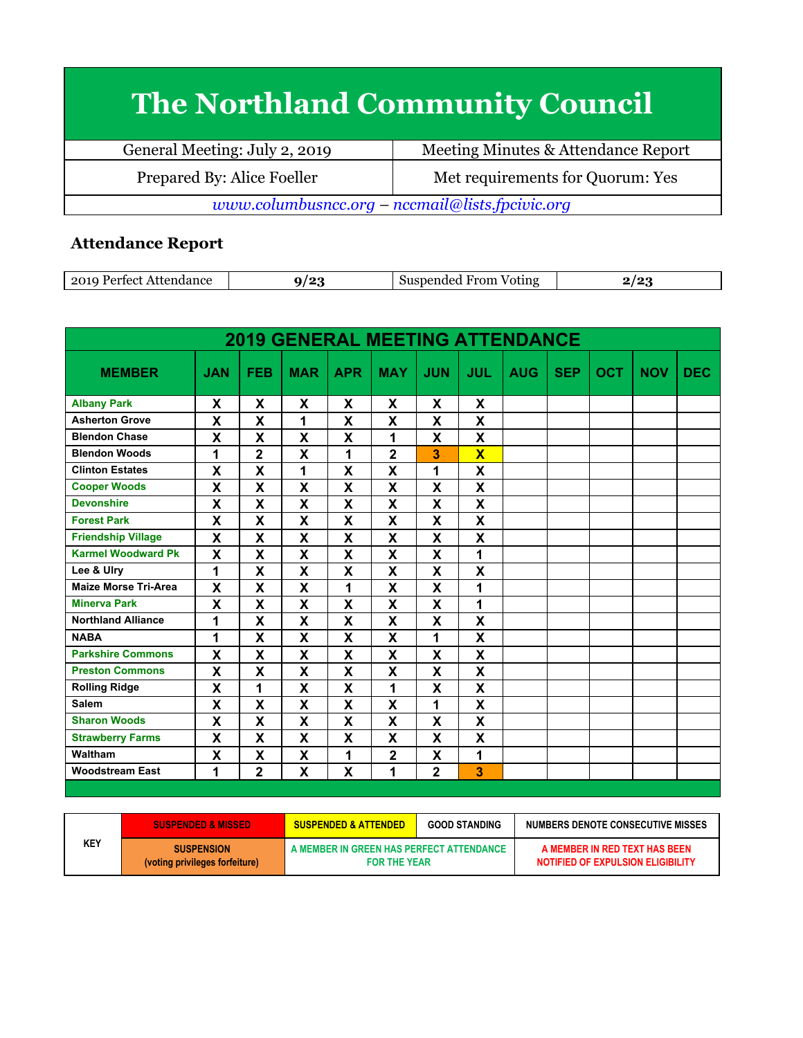# The Northland Community Council

| General Meeting: July 2, 2019 | Meeting Minutes & Attendance Report |
|---|---|
| Prepared By: Alice Foeller | Met requirements for Quorum: Yes |

*www.columbusncc.org – nccmail@lists.fpcivic.org*

## Attendance Report

| 2019 Perfect Attendance | 9/23 | Suspended From Voting | 2/23 |
|---|---|---|---|

**2019 GENERAL MEETING ATTENDANCE**

| MEMBER | JAN | FEB | MAR | APR | MAY | JUN | JUL | AUG | SEP | OCT | NOV | DEC |
|---|---|---|---|---|---|---|---|---|---|---|---|---|
| Albany Park | X | X | X | X | X | X | X | | | | | |
| Asherton Grove | X | X | 1 | X | X | X | X | | | | | |
| Blendon Chase | X | X | X | X | 1 | X | X | | | | | |
| Blendon Woods | 1 | 2 | X | 1 | 2 | 3 | X | | | | | |
| Clinton Estates | X | X | 1 | X | X | 1 | X | | | | | |
| Cooper Woods | X | X | X | X | X | X | X | | | | | |
| Devonshire | X | X | X | X | X | X | X | | | | | |
| Forest Park | X | X | X | X | X | X | X | | | | | |
| Friendship Village | X | X | X | X | X | X | X | | | | | |
| Karmel Woodward Pk | X | X | X | X | X | X | 1 | | | | | |
| Lee & Ulry | 1 | X | X | X | X | X | X | | | | | |
| Maize Morse Tri-Area | X | X | X | 1 | X | X | 1 | | | | | |
| Minerva Park | X | X | X | X | X | X | 1 | | | | | |
| Northland Alliance | 1 | X | X | X | X | X | X | | | | | |
| NABA | 1 | X | X | X | X | 1 | X | | | | | |
| Parkshire Commons | X | X | X | X | X | X | X | | | | | |
| Preston Commons | X | X | X | X | X | X | X | | | | | |
| Rolling Ridge | X | 1 | X | X | 1 | X | X | | | | | |
| Salem | X | X | X | X | X | 1 | X | | | | | |
| Sharon Woods | X | X | X | X | X | X | X | | | | | |
| Strawberry Farms | X | X | X | X | X | X | X | | | | | |
| Waltham | X | X | X | 1 | 2 | X | 1 | | | | | |
| Woodstream East | 1 | 2 | X | X | 1 | 2 | 3 | | | | | |

| KEY | SUSPENDED & MISSED | SUSPENDED & ATTENDED | GOOD STANDING | NUMBERS DENOTE CONSECUTIVE MISSES |
|---|---|---|---|---|
| | SUSPENSION (voting privileges forfeiture) | A MEMBER IN GREEN HAS PERFECT ATTENDANCE FOR THE YEAR | | A MEMBER IN RED TEXT HAS BEEN NOTIFIED OF EXPULSION ELIGIBILITY |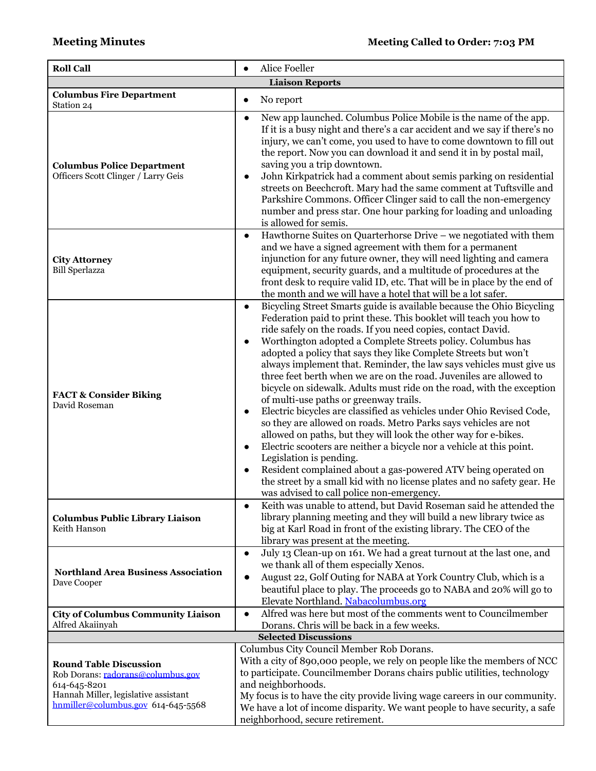**Meeting Minutes** **Meeting Called to Order: 7:03 PM**

| **Roll Call** | • Alice Foeller |
|---|---|
| **Liaison Reports** | |
| **Columbus Fire Department**<br>Station 24 | • No report |
| **Columbus Police Department**<br>Officers Scott Clinger / Larry Geis | • New app launched. Columbus Police Mobile is the name of the app. If it is a busy night and there's a car accident and we say if there's no injury, we can't come, you used to have to come downtown to fill out the report. Now you can download it and send it in by postal mail, saving you a trip downtown.<br>• John Kirkpatrick had a comment about semis parking on residential streets on Beechcroft. Mary had the same comment at Tuftsville and Parkshire Commons. Officer Clinger said to call the non-emergency number and press star. One hour parking for loading and unloading is allowed for semis. |
| **City Attorney**<br>Bill Sperlazza | • Hawthorne Suites on Quarterhorse Drive – we negotiated with them and we have a signed agreement with them for a permanent injunction for any future owner, they will need lighting and camera equipment, security guards, and a multitude of procedures at the front desk to require valid ID, etc. That will be in place by the end of the month and we will have a hotel that will be a lot safer. |
| **FACT & Consider Biking**<br>David Roseman | • Bicycling Street Smarts guide is available because the Ohio Bicycling Federation paid to print these. This booklet will teach you how to ride safely on the roads. If you need copies, contact David.<br>• Worthington adopted a Complete Streets policy. Columbus has adopted a policy that says they like Complete Streets but won't always implement that. Reminder, the law says vehicles must give us three feet berth when we are on the road. Juveniles are allowed to bicycle on sidewalk. Adults must ride on the road, with the exception of multi-use paths or greenway trails.<br>• Electric bicycles are classified as vehicles under Ohio Revised Code, so they are allowed on roads. Metro Parks says vehicles are not allowed on paths, but they will look the other way for e-bikes.<br>• Electric scooters are neither a bicycle nor a vehicle at this point. Legislation is pending.<br>• Resident complained about a gas-powered ATV being operated on the street by a small kid with no license plates and no safety gear. He was advised to call police non-emergency. |
| **Columbus Public Library Liaison**<br>Keith Hanson | • Keith was unable to attend, but David Roseman said he attended the library planning meeting and they will build a new library twice as big at Karl Road in front of the existing library. The CEO of the library was present at the meeting. |
| **Northland Area Business Association**<br>Dave Cooper | • July 13 Clean-up on 161. We had a great turnout at the last one, and we thank all of them especially Xenos.<br>• August 22, Golf Outing for NABA at York Country Club, which is a beautiful place to play. The proceeds go to NABA and 20% will go to Elevate Northland. Nabacolumbus.org |
| **City of Columbus Community Liaison**<br>Alfred Akaiinyah | • Alfred was here but most of the comments went to Councilmember Dorans. Chris will be back in a few weeks. |
| **Selected Discussions** | |
| **Round Table Discussion**<br>Rob Dorans: radorans@columbus.gov<br>614-645-8201<br>Hannah Miller, legislative assistant<br>hnmiller@columbus.gov 614-645-5568 | Columbus City Council Member Rob Dorans.<br>With a city of 890,000 people, we rely on people like the members of NCC to participate. Councilmember Dorans chairs public utilities, technology and neighborhoods.<br>My focus is to have the city provide living wage careers in our community. We have a lot of income disparity. We want people to have security, a safe neighborhood, secure retirement. |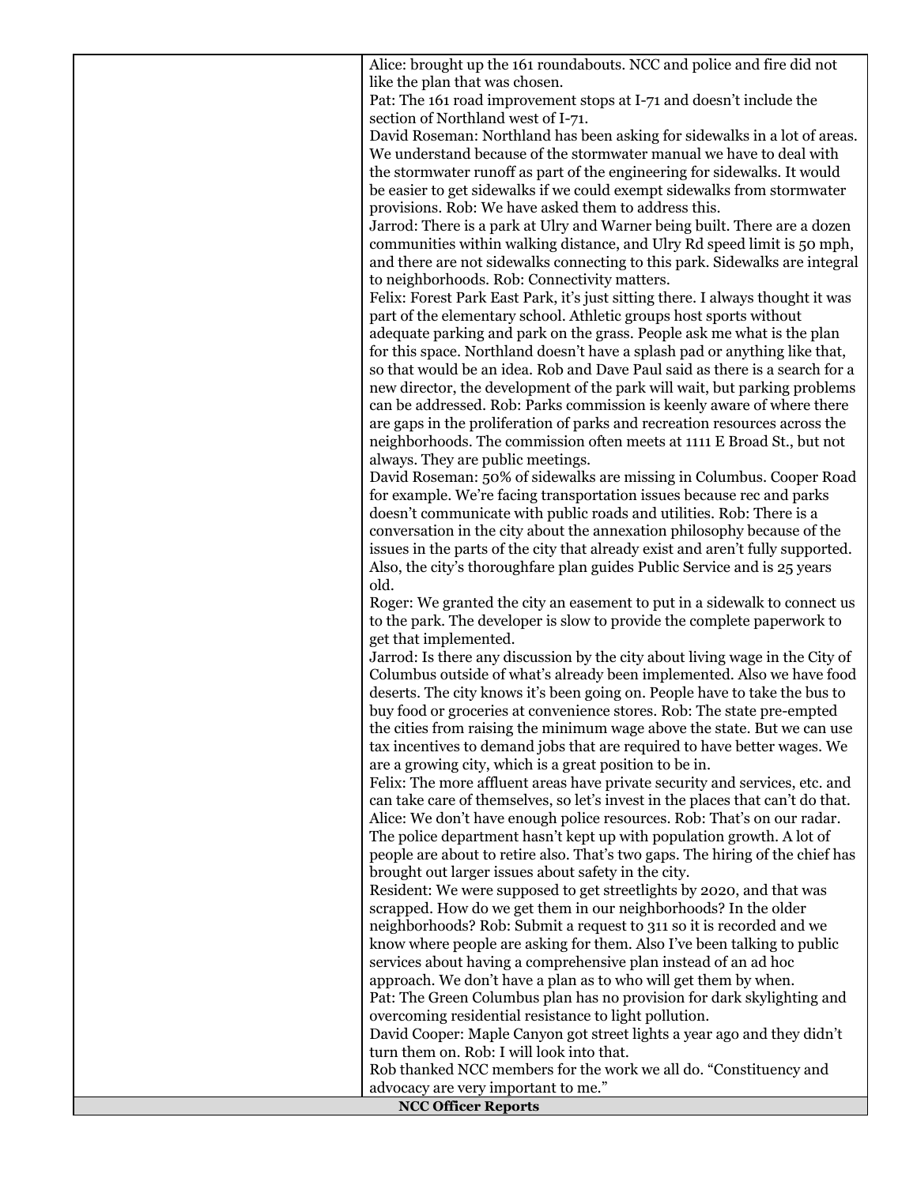| | |
|---|---|
| | Alice: brought up the 161 roundabouts. NCC and police and fire did not like the plan that was chosen.<br>Pat: The 161 road improvement stops at I-71 and doesn't include the section of Northland west of I-71.<br>David Roseman: Northland has been asking for sidewalks in a lot of areas. We understand because of the stormwater manual we have to deal with the stormwater runoff as part of the engineering for sidewalks. It would be easier to get sidewalks if we could exempt sidewalks from stormwater provisions. Rob: We have asked them to address this.<br>Jarrod: There is a park at Ulry and Warner being built. There are a dozen communities within walking distance, and Ulry Rd speed limit is 50 mph, and there are not sidewalks connecting to this park. Sidewalks are integral to neighborhoods. Rob: Connectivity matters.<br>Felix: Forest Park East Park, it's just sitting there. I always thought it was part of the elementary school. Athletic groups host sports without adequate parking and park on the grass. People ask me what is the plan for this space. Northland doesn't have a splash pad or anything like that, so that would be an idea. Rob and Dave Paul said as there is a search for a new director, the development of the park will wait, but parking problems can be addressed. Rob: Parks commission is keenly aware of where there are gaps in the proliferation of parks and recreation resources across the neighborhoods. The commission often meets at 1111 E Broad St., but not always. They are public meetings.<br>David Roseman: 50% of sidewalks are missing in Columbus. Cooper Road for example. We're facing transportation issues because rec and parks doesn't communicate with public roads and utilities. Rob: There is a conversation in the city about the annexation philosophy because of the issues in the parts of the city that already exist and aren't fully supported. Also, the city's thoroughfare plan guides Public Service and is 25 years old.<br>Roger: We granted the city an easement to put in a sidewalk to connect us to the park. The developer is slow to provide the complete paperwork to get that implemented.<br>Jarrod: Is there any discussion by the city about living wage in the City of Columbus outside of what's already been implemented. Also we have food deserts. The city knows it's been going on. People have to take the bus to buy food or groceries at convenience stores. Rob: The state pre-empted the cities from raising the minimum wage above the state. But we can use tax incentives to demand jobs that are required to have better wages. We are a growing city, which is a great position to be in.<br>Felix: The more affluent areas have private security and services, etc. and can take care of themselves, so let's invest in the places that can't do that.<br>Alice: We don't have enough police resources. Rob: That's on our radar. The police department hasn't kept up with population growth. A lot of people are about to retire also. That's two gaps. The hiring of the chief has brought out larger issues about safety in the city.<br>Resident: We were supposed to get streetlights by 2020, and that was scrapped. How do we get them in our neighborhoods? In the older neighborhoods? Rob: Submit a request to 311 so it is recorded and we know where people are asking for them. Also I've been talking to public services about having a comprehensive plan instead of an ad hoc approach. We don't have a plan as to who will get them by when.<br>Pat: The Green Columbus plan has no provision for dark skylighting and overcoming residential resistance to light pollution.<br>David Cooper: Maple Canyon got street lights a year ago and they didn't turn them on. Rob: I will look into that.<br>Rob thanked NCC members for the work we all do. "Constituency and advocacy are very important to me." |
| **NCC Officer Reports** | |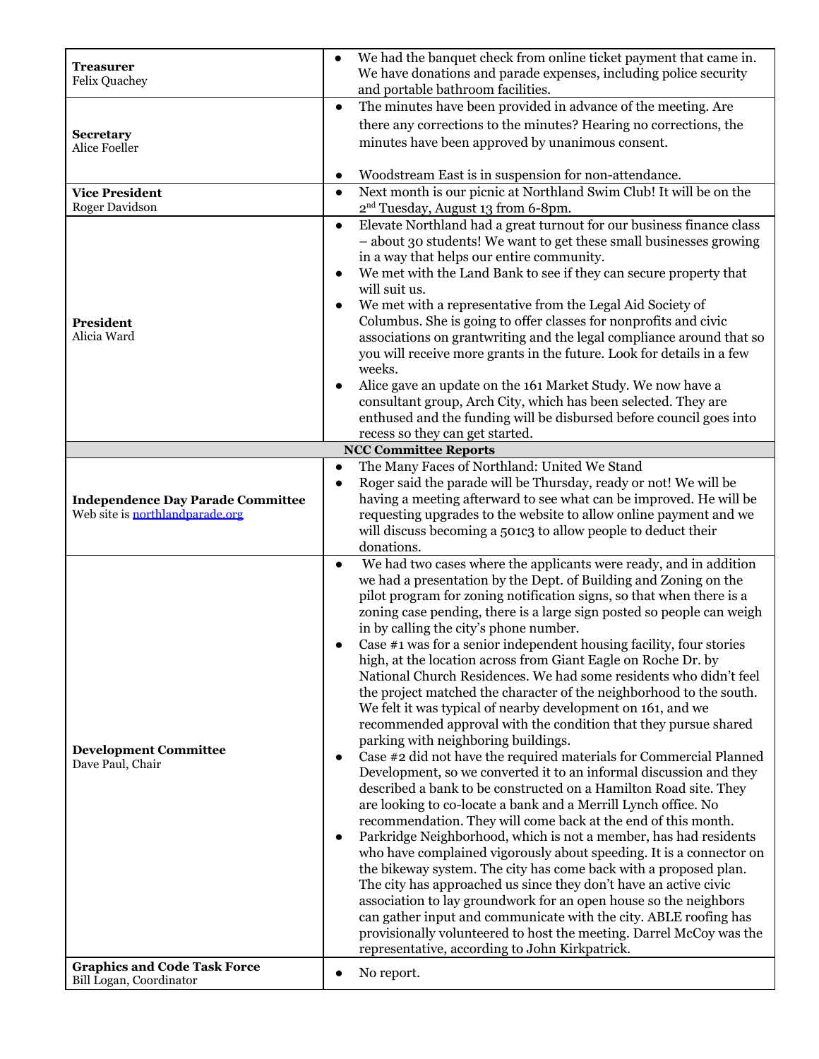| | |
|---|---|
| **Treasurer**<br>Felix Quachey | • We had the banquet check from online ticket payment that came in. We have donations and parade expenses, including police security and portable bathroom facilities. |
| **Secretary**<br>Alice Foeller | • The minutes have been provided in advance of the meeting. Are there any corrections to the minutes? Hearing no corrections, the minutes have been approved by unanimous consent.<br><br>• Woodstream East is in suspension for non-attendance. |
| **Vice President**<br>Roger Davidson | • Next month is our picnic at Northland Swim Club! It will be on the 2nd Tuesday, August 13 from 6-8pm. |
| **President**<br>Alicia Ward | • Elevate Northland had a great turnout for our business finance class – about 30 students! We want to get these small businesses growing in a way that helps our entire community.<br>• We met with the Land Bank to see if they can secure property that will suit us.<br>• We met with a representative from the Legal Aid Society of Columbus. She is going to offer classes for nonprofits and civic associations on grantwriting and the legal compliance around that so you will receive more grants in the future. Look for details in a few weeks.<br>• Alice gave an update on the 161 Market Study. We now have a consultant group, Arch City, which has been selected. They are enthused and the funding will be disbursed before council goes into recess so they can get started. |
| **NCC Committee Reports** | |
| **Independence Day Parade Committee**<br>Web site is [northlandparade.org](northlandparade.org) | • The Many Faces of Northland: United We Stand<br>• Roger said the parade will be Thursday, ready or not! We will be having a meeting afterward to see what can be improved. He will be requesting upgrades to the website to allow online payment and we will discuss becoming a 501c3 to allow people to deduct their donations. |
| **Development Committee**<br>Dave Paul, Chair | • We had two cases where the applicants were ready, and in addition we had a presentation by the Dept. of Building and Zoning on the pilot program for zoning notification signs, so that when there is a zoning case pending, there is a large sign posted so people can weigh in by calling the city's phone number.<br>• Case #1 was for a senior independent housing facility, four stories high, at the location across from Giant Eagle on Roche Dr. by National Church Residences. We had some residents who didn't feel the project matched the character of the neighborhood to the south. We felt it was typical of nearby development on 161, and we recommended approval with the condition that they pursue shared parking with neighboring buildings.<br>• Case #2 did not have the required materials for Commercial Planned Development, so we converted it to an informal discussion and they described a bank to be constructed on a Hamilton Road site. They are looking to co-locate a bank and a Merrill Lynch office. No recommendation. They will come back at the end of this month.<br>• Parkridge Neighborhood, which is not a member, has had residents who have complained vigorously about speeding. It is a connector on the bikeway system. The city has come back with a proposed plan. The city has approached us since they don't have an active civic association to lay groundwork for an open house so the neighbors can gather input and communicate with the city. ABLE roofing has provisionally volunteered to host the meeting. Darrel McCoy was the representative, according to John Kirkpatrick. |
| **Graphics and Code Task Force**<br>Bill Logan, Coordinator | • No report. |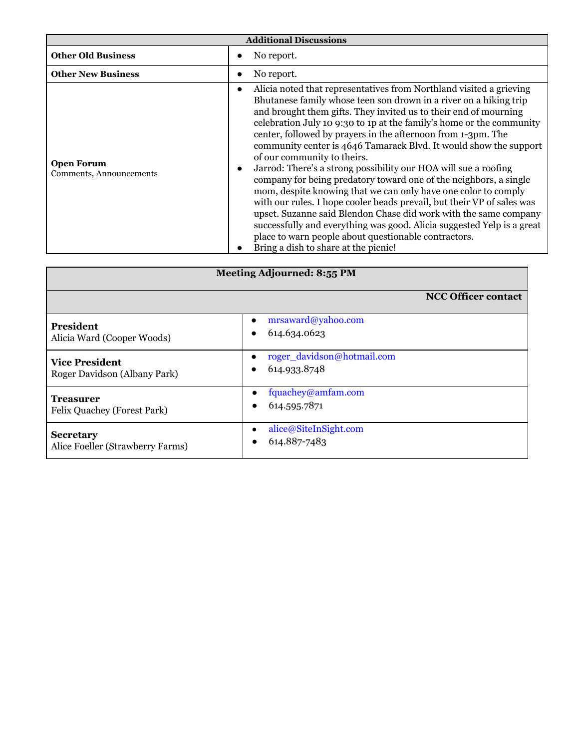| Additional Discussions | |
|---|---|
| **Other Old Business** | • No report. |
| **Other New Business** | • No report. |
| **Open Forum**<br>Comments, Announcements | • Alicia noted that representatives from Northland visited a grieving Bhutanese family whose teen son drown in a river on a hiking trip and brought them gifts. They invited us to their end of mourning celebration July 10 9:30 to 1p at the family's home or the community center, followed by prayers in the afternoon from 1-3pm. The community center is 4646 Tamarack Blvd. It would show the support of our community to theirs.<br>• Jarrod: There's a strong possibility our HOA will sue a roofing company for being predatory toward one of the neighbors, a single mom, despite knowing that we can only have one color to comply with our rules. I hope cooler heads prevail, but their VP of sales was upset. Suzanne said Blendon Chase did work with the same company successfully and everything was good. Alicia suggested Yelp is a great place to warn people about questionable contractors.<br>• Bring a dish to share at the picnic! |

| Meeting Adjourned: 8:55 PM | |
|---|---|
| | **NCC Officer contact** |
| **President**<br>Alicia Ward (Cooper Woods) | • mrsaward@yahoo.com<br>• 614.634.0623 |
| **Vice President**<br>Roger Davidson (Albany Park) | • roger_davidson@hotmail.com<br>• 614.933.8748 |
| **Treasurer**<br>Felix Quachey (Forest Park) | • fquachey@amfam.com<br>• 614.595.7871 |
| **Secretary**<br>Alice Foeller (Strawberry Farms) | • alice@SiteInSight.com<br>• 614.887-7483 |